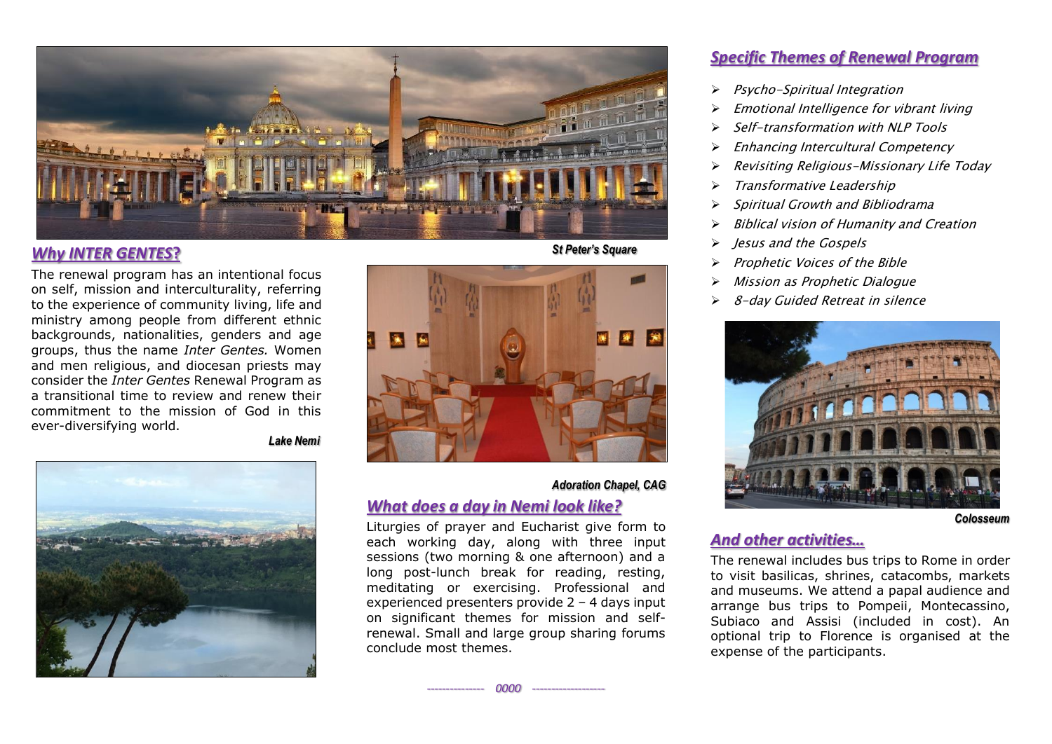St Peter's Square

## *Why INTER GENTES?*

The renewal program has an intentional focus on self, mission and interculturality, referring to the experience of community living, life and ministry among people from different ethnic backgrounds, nationalities, genders and age groups, thus the name *Inter Gentes.* Women and men religious, and diocesan priests may consider the *Inter Gentes* Renewal Program as a transitional time to review and renew their commitment to the mission of God in this ever-diversifying world.

Lake Nemi

Adoration Chapel, CAG

## *What does a day in Nemi look like?*

Liturgies of prayer and Eucharist give form to each working day, along with three input sessions (two morning & one afternoon) and a long post-lunch break for reading, resting, meditating or exercising. Professional and experienced presenters provide 2 – 4 days input on significant themes for mission and self-renewal. Small and large group sharing forums conclude most themes.

## *Specific Themes of Renewal Program*

- *Psycho-Spiritual Integration*
- *Emotional Intelligence for vibrant living*
- *Self-transformation with NLP Tools*
- *Enhancing Intercultural Competency*
- *Revisiting Religious-Missionary Life Today*
- *Transformative Leadership*
- *Spiritual Growth and Bibliodrama*
- *Biblical vision of Humanity and Creation*
- *Jesus and the Gospels*
- *Prophetic Voices of the Bible*
- *Mission as Prophetic Dialogue*
- *8-day Guided Retreat in silence*

Colosseum

## *And other activities…*

The renewal includes bus trips to Rome in order to visit basilicas, shrines, catacombs, markets and museums. We attend a papal audience and arrange bus trips to Pompeii, Montecassino, Subiaco and Assisi (included in cost). An optional trip to Florence is organised at the expense of the participants.

*-------------- 0000 ------------------*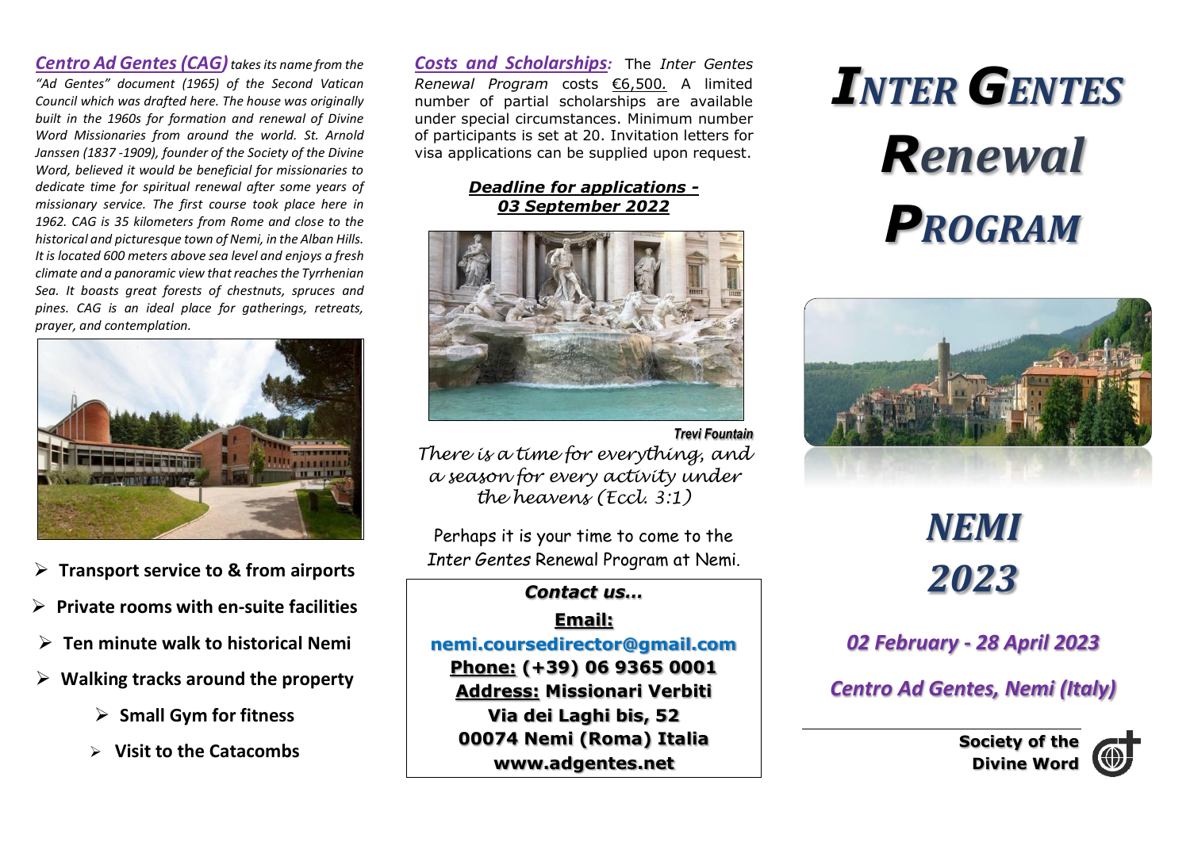***Centro Ad Gentes (CAG)*** *takes its name from the "Ad Gentes" document (1965) of the Second Vatican Council which was drafted here. The house was originally built in the 1960s for formation and renewal of Divine Word Missionaries from around the world. St. Arnold Janssen (1837 -1909), founder of the Society of the Divine Word, believed it would be beneficial for missionaries to dedicate time for spiritual renewal after some years of missionary service. The first course took place here in 1962. CAG is 35 kilometers from Rome and close to the historical and picturesque town of Nemi, in the Alban Hills. It is located 600 meters above sea level and enjoys a fresh climate and a panoramic view that reaches the Tyrrhenian Sea. It boasts great forests of chestnuts, spruces and pines. CAG is an ideal place for gatherings, retreats, prayer, and contemplation.*

- **Transport service to & from airports**
- **Private rooms with en-suite facilities**
- **Ten minute walk to historical Nemi**
- **Walking tracks around the property**
- **Small Gym for fitness**
- **Visit to the Catacombs**

***Costs and Scholarships:*** The *Inter Gentes Renewal Program* costs €6,500. A limited number of partial scholarships are available under special circumstances. Minimum number of participants is set at 20. Invitation letters for visa applications can be supplied upon request.

***Deadline for applications - 03 September 2022***

***Trevi Fountain***

*There is a time for everything, and a season for every activity under the heavens (Eccl. 3:1)*

Perhaps it is your time to come to the *Inter Gentes* Renewal Program at Nemi.

***Contact us...***

**Email:**
**nemi.coursedirector@gmail.com**
**Phone: (+39) 06 9365 0001**
**Address: Missionari Verbiti**
**Via dei Laghi bis, 52**
**00074 Nemi (Roma) Italia**
**www.adgentes.net**

# *INTER GENTES Renewal PROGRAM*

## *NEMI 2023*

*02 February - 28 April 2023*

*Centro Ad Gentes, Nemi (Italy)*

**Society of the Divine Word**